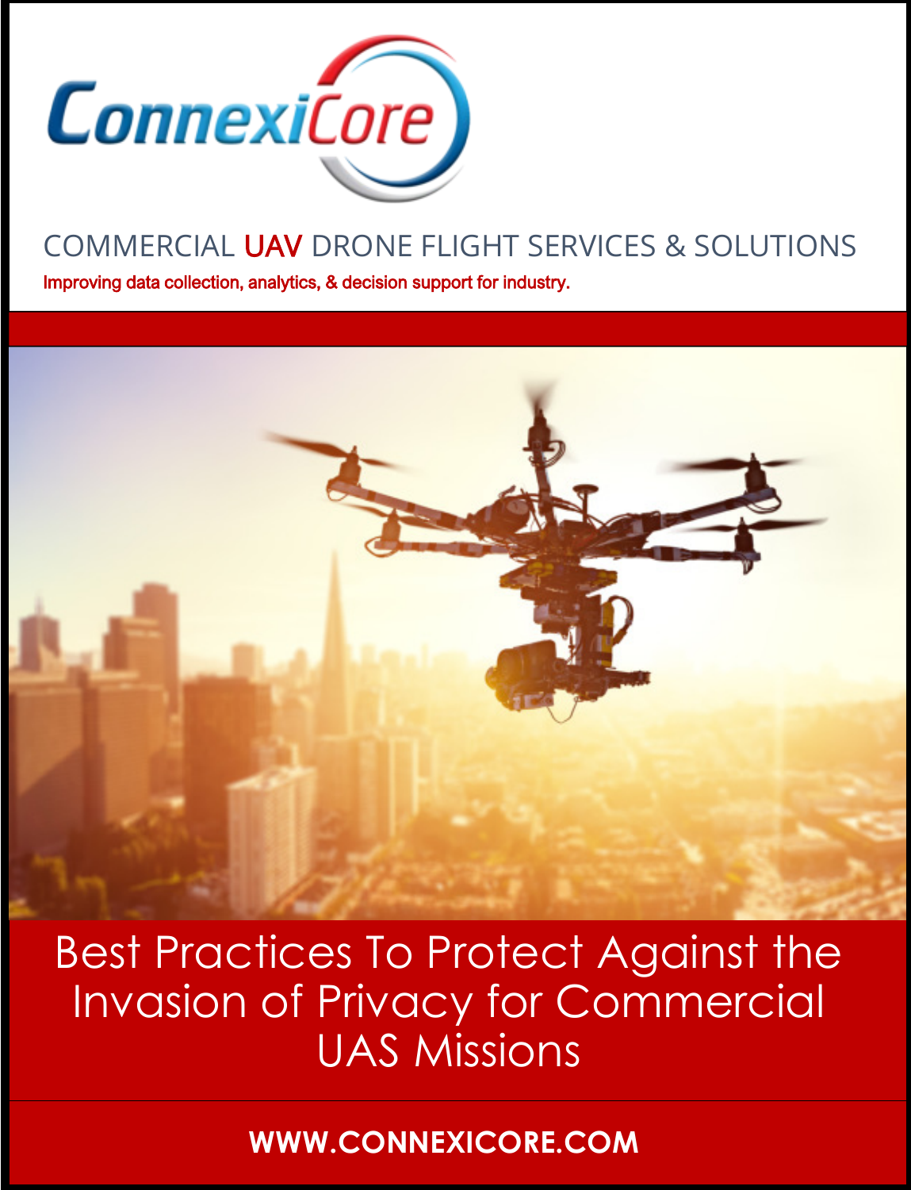ConnexiCore

COMMERCIAL UAV DRONE FLIGHT SERVICES & SOLUTIONS

Improving data collection, analytics, & decision support for industry.

# Best Practices To Protect Against the Invasion of Privacy for Commercial UAS Missions

**WWW.CONNEXICORE.COM**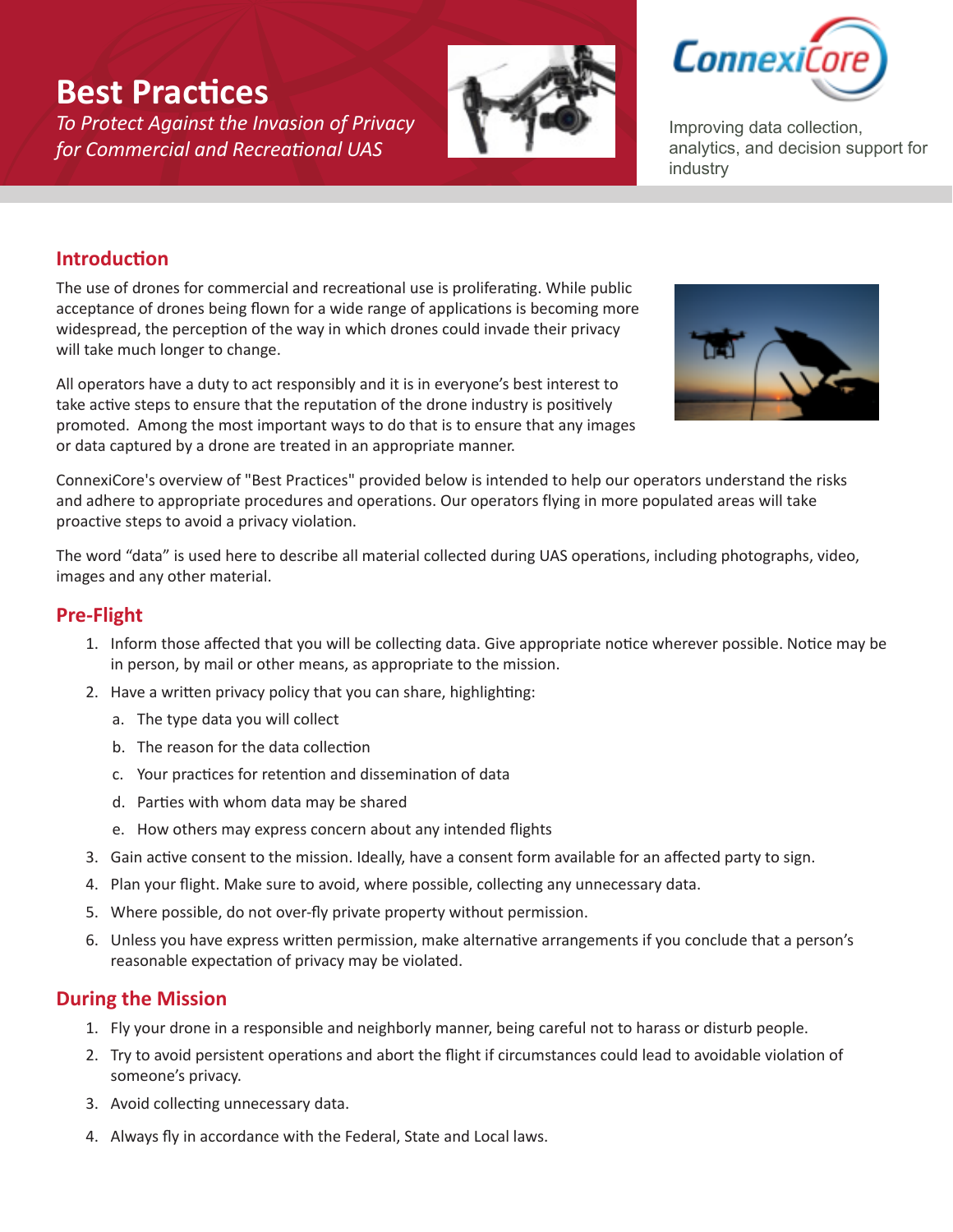# Best Practices

*To Protect Against the Invasion of Privacy for Commercial and Recreational UAS*

ConnexiCore

Improving data collection, analytics, and decision support for industry

## Introduction

The use of drones for commercial and recreational use is proliferating. While public acceptance of drones being flown for a wide range of applications is becoming more widespread, the perception of the way in which drones could invade their privacy will take much longer to change.

All operators have a duty to act responsibly and it is in everyone's best interest to take active steps to ensure that the reputation of the drone industry is positively promoted. Among the most important ways to do that is to ensure that any images or data captured by a drone are treated in an appropriate manner.

ConnexiCore's overview of "Best Practices" provided below is intended to help our operators understand the risks and adhere to appropriate procedures and operations. Our operators flying in more populated areas will take proactive steps to avoid a privacy violation.

The word "data" is used here to describe all material collected during UAS operations, including photographs, video, images and any other material.

## Pre-Flight

1. Inform those affected that you will be collecting data. Give appropriate notice wherever possible. Notice may be in person, by mail or other means, as appropriate to the mission.
2. Have a written privacy policy that you can share, highlighting:
   a. The type data you will collect
   b. The reason for the data collection
   c. Your practices for retention and dissemination of data
   d. Parties with whom data may be shared
   e. How others may express concern about any intended flights
3. Gain active consent to the mission. Ideally, have a consent form available for an affected party to sign.
4. Plan your flight. Make sure to avoid, where possible, collecting any unnecessary data.
5. Where possible, do not over-fly private property without permission.
6. Unless you have express written permission, make alternative arrangements if you conclude that a person's reasonable expectation of privacy may be violated.

## During the Mission

1. Fly your drone in a responsible and neighborly manner, being careful not to harass or disturb people.
2. Try to avoid persistent operations and abort the flight if circumstances could lead to avoidable violation of someone's privacy.
3. Avoid collecting unnecessary data.
4. Always fly in accordance with the Federal, State and Local laws.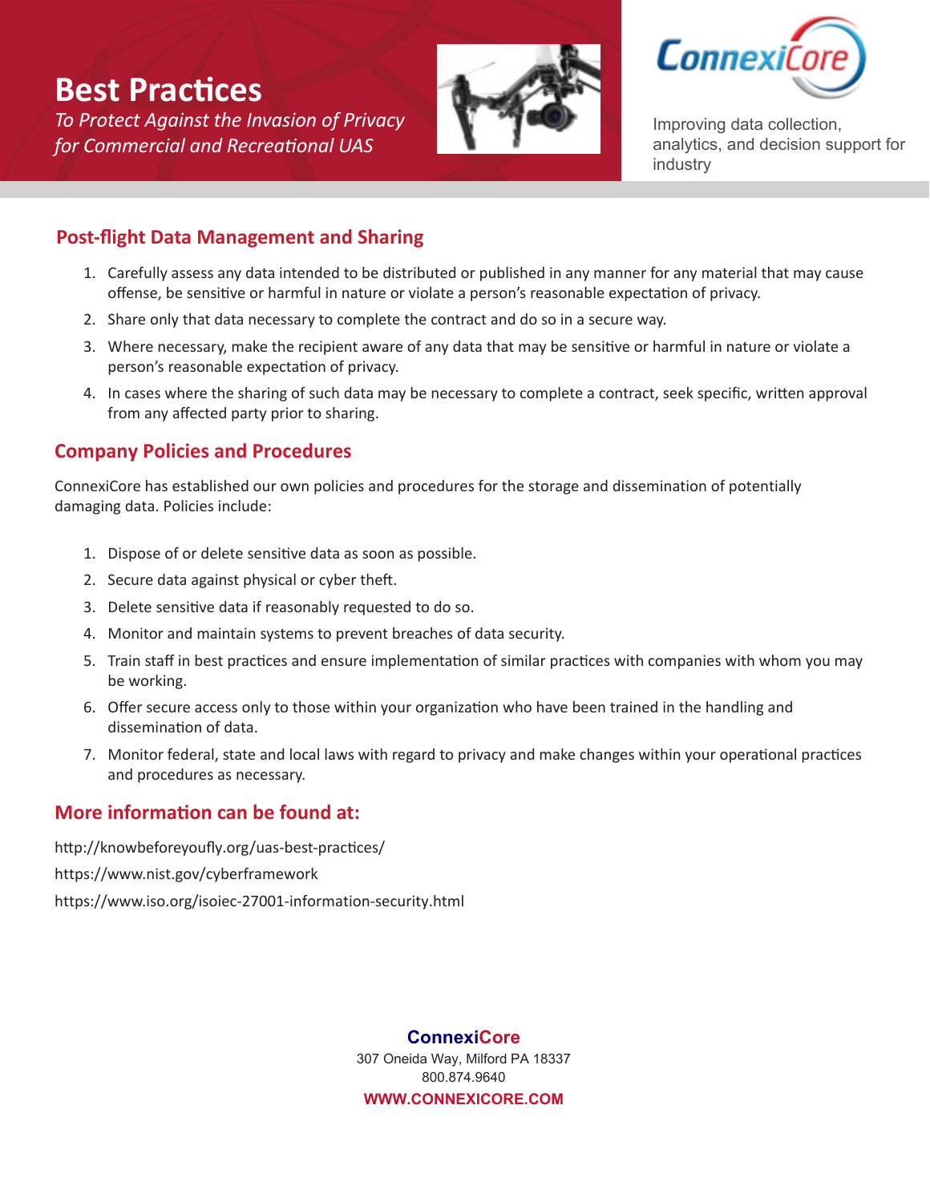# Best Practices

*To Protect Against the Invasion of Privacy for Commercial and Recreational UAS*

ConnexiCore

Improving data collection, analytics, and decision support for industry

## Post-flight Data Management and Sharing

1. Carefully assess any data intended to be distributed or published in any manner for any material that may cause offense, be sensitive or harmful in nature or violate a person's reasonable expectation of privacy.
2. Share only that data necessary to complete the contract and do so in a secure way.
3. Where necessary, make the recipient aware of any data that may be sensitive or harmful in nature or violate a person's reasonable expectation of privacy.
4. In cases where the sharing of such data may be necessary to complete a contract, seek specific, written approval from any affected party prior to sharing.

## Company Policies and Procedures

ConnexiCore has established our own policies and procedures for the storage and dissemination of potentially damaging data. Policies include:

1. Dispose of or delete sensitive data as soon as possible.
2. Secure data against physical or cyber theft.
3. Delete sensitive data if reasonably requested to do so.
4. Monitor and maintain systems to prevent breaches of data security.
5. Train staff in best practices and ensure implementation of similar practices with companies with whom you may be working.
6. Offer secure access only to those within your organization who have been trained in the handling and dissemination of data.
7. Monitor federal, state and local laws with regard to privacy and make changes within your operational practices and procedures as necessary.

## More information can be found at:

http://knowbeforeyoufly.org/uas-best-practices/

https://www.nist.gov/cyberframework

https://www.iso.org/isoiec-27001-information-security.html

**ConnexiCore**
307 Oneida Way, Milford PA 18337
800.874.9640
**WWW.CONNEXICORE.COM**